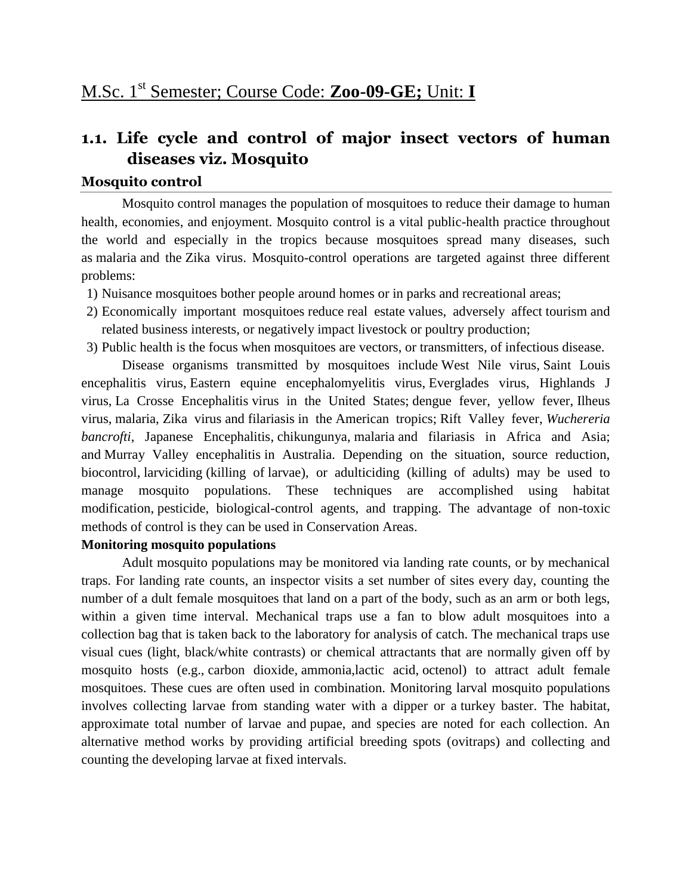M.Sc. 1st Semester; Course Code: **Zoo-09-GE;** Unit: **I**

## 1.1. Life cycle and control of major insect vectors of human diseases viz. Mosquito

### Mosquito control

Mosquito control manages the population of mosquitoes to reduce their damage to human health, economies, and enjoyment. Mosquito control is a vital public-health practice throughout the world and especially in the tropics because mosquitoes spread many diseases, such as malaria and the Zika virus. Mosquito-control operations are targeted against three different problems:

1) Nuisance mosquitoes bother people around homes or in parks and recreational areas;
2) Economically important mosquitoes reduce real estate values, adversely affect tourism and related business interests, or negatively impact livestock or poultry production;
3) Public health is the focus when mosquitoes are vectors, or transmitters, of infectious disease.

Disease organisms transmitted by mosquitoes include West Nile virus, Saint Louis encephalitis virus, Eastern equine encephalomyelitis virus, Everglades virus, Highlands J virus, La Crosse Encephalitis virus in the United States; dengue fever, yellow fever, Ilheus virus, malaria, Zika virus and filariasis in the American tropics; Rift Valley fever, *Wuchereria bancrofti*, Japanese Encephalitis, chikungunya, malaria and filariasis in Africa and Asia; and Murray Valley encephalitis in Australia. Depending on the situation, source reduction, biocontrol, larviciding (killing of larvae), or adulticiding (killing of adults) may be used to manage mosquito populations. These techniques are accomplished using habitat modification, pesticide, biological-control agents, and trapping. The advantage of non-toxic methods of control is they can be used in Conservation Areas.

**Monitoring mosquito populations**

Adult mosquito populations may be monitored via landing rate counts, or by mechanical traps. For landing rate counts, an inspector visits a set number of sites every day, counting the number of a dult female mosquitoes that land on a part of the body, such as an arm or both legs, within a given time interval. Mechanical traps use a fan to blow adult mosquitoes into a collection bag that is taken back to the laboratory for analysis of catch. The mechanical traps use visual cues (light, black/white contrasts) or chemical attractants that are normally given off by mosquito hosts (e.g., carbon dioxide, ammonia,lactic acid, octenol) to attract adult female mosquitoes. These cues are often used in combination. Monitoring larval mosquito populations involves collecting larvae from standing water with a dipper or a turkey baster. The habitat, approximate total number of larvae and pupae, and species are noted for each collection. An alternative method works by providing artificial breeding spots (ovitraps) and collecting and counting the developing larvae at fixed intervals.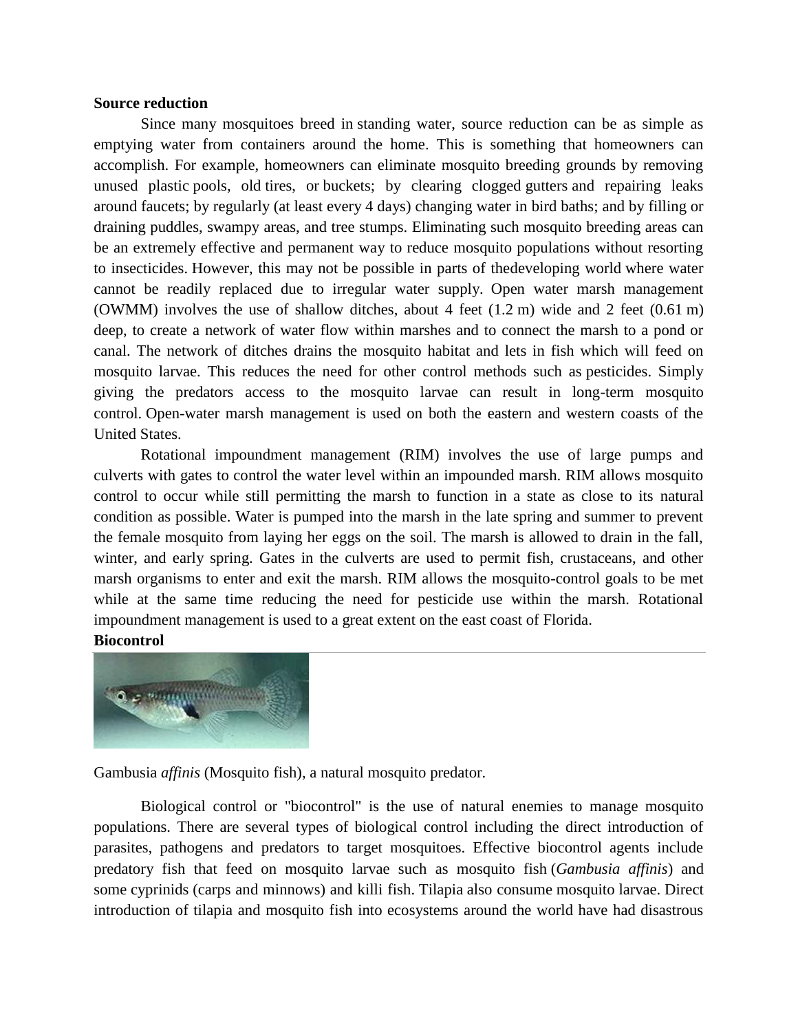**Source reduction**

Since many mosquitoes breed in standing water, source reduction can be as simple as emptying water from containers around the home. This is something that homeowners can accomplish. For example, homeowners can eliminate mosquito breeding grounds by removing unused plastic pools, old tires, or buckets; by clearing clogged gutters and repairing leaks around faucets; by regularly (at least every 4 days) changing water in bird baths; and by filling or draining puddles, swampy areas, and tree stumps. Eliminating such mosquito breeding areas can be an extremely effective and permanent way to reduce mosquito populations without resorting to insecticides. However, this may not be possible in parts of thedeveloping world where water cannot be readily replaced due to irregular water supply. Open water marsh management (OWMM) involves the use of shallow ditches, about 4 feet (1.2 m) wide and 2 feet (0.61 m) deep, to create a network of water flow within marshes and to connect the marsh to a pond or canal. The network of ditches drains the mosquito habitat and lets in fish which will feed on mosquito larvae. This reduces the need for other control methods such as pesticides. Simply giving the predators access to the mosquito larvae can result in long-term mosquito control. Open-water marsh management is used on both the eastern and western coasts of the United States.

Rotational impoundment management (RIM) involves the use of large pumps and culverts with gates to control the water level within an impounded marsh. RIM allows mosquito control to occur while still permitting the marsh to function in a state as close to its natural condition as possible. Water is pumped into the marsh in the late spring and summer to prevent the female mosquito from laying her eggs on the soil. The marsh is allowed to drain in the fall, winter, and early spring. Gates in the culverts are used to permit fish, crustaceans, and other marsh organisms to enter and exit the marsh. RIM allows the mosquito-control goals to be met while at the same time reducing the need for pesticide use within the marsh. Rotational impoundment management is used to a great extent on the east coast of Florida.

**Biocontrol**

Gambusia *affinis* (Mosquito fish), a natural mosquito predator.

Biological control or "biocontrol" is the use of natural enemies to manage mosquito populations. There are several types of biological control including the direct introduction of parasites, pathogens and predators to target mosquitoes. Effective biocontrol agents include predatory fish that feed on mosquito larvae such as mosquito fish (*Gambusia affinis*) and some cyprinids (carps and minnows) and killi fish. Tilapia also consume mosquito larvae. Direct introduction of tilapia and mosquito fish into ecosystems around the world have had disastrous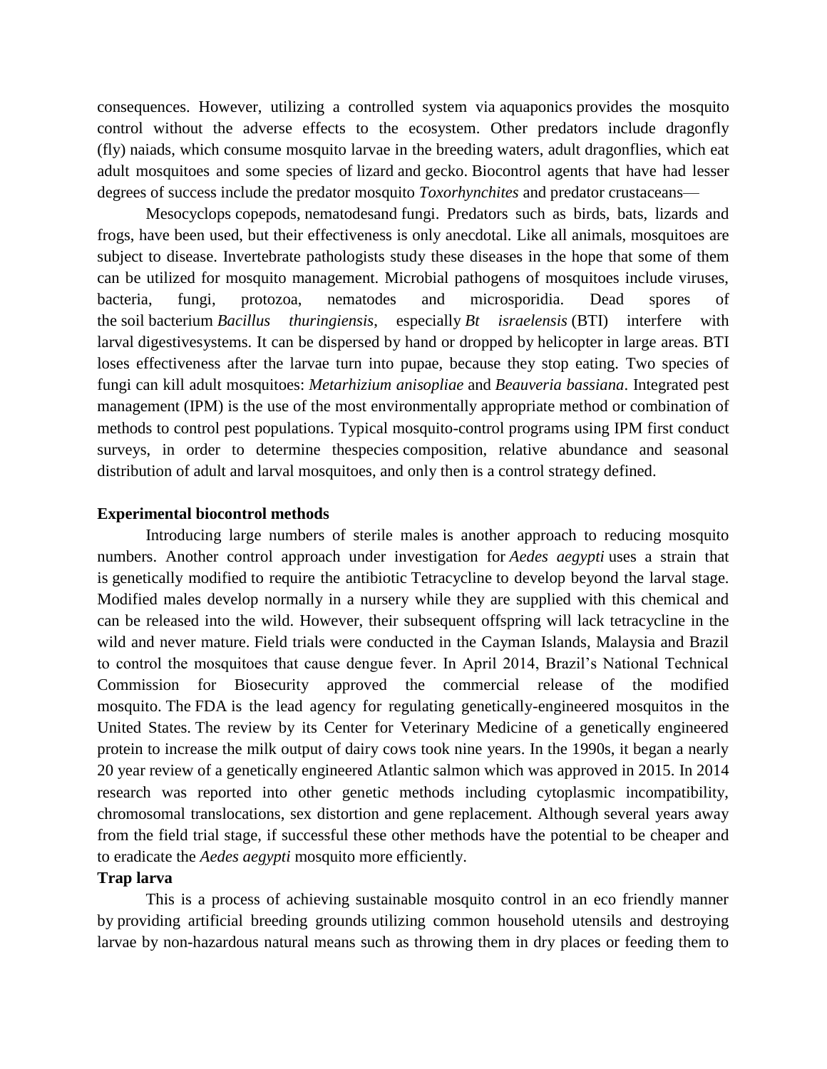consequences. However, utilizing a controlled system via aquaponics provides the mosquito control without the adverse effects to the ecosystem. Other predators include dragonfly (fly) naiads, which consume mosquito larvae in the breeding waters, adult dragonflies, which eat adult mosquitoes and some species of lizard and gecko. Biocontrol agents that have had lesser degrees of success include the predator mosquito *Toxorhynchites* and predator crustaceans—

Mesocyclops copepods, nematodesand fungi. Predators such as birds, bats, lizards and frogs, have been used, but their effectiveness is only anecdotal. Like all animals, mosquitoes are subject to disease. Invertebrate pathologists study these diseases in the hope that some of them can be utilized for mosquito management. Microbial pathogens of mosquitoes include viruses, bacteria, fungi, protozoa, nematodes and microsporidia. Dead spores of the soil bacterium *Bacillus thuringiensis*, especially *Bt israelensis* (BTI) interfere with larval digestivesystems. It can be dispersed by hand or dropped by helicopter in large areas. BTI loses effectiveness after the larvae turn into pupae, because they stop eating. Two species of fungi can kill adult mosquitoes: *Metarhizium anisopliae* and *Beauveria bassiana*. Integrated pest management (IPM) is the use of the most environmentally appropriate method or combination of methods to control pest populations. Typical mosquito-control programs using IPM first conduct surveys, in order to determine thespecies composition, relative abundance and seasonal distribution of adult and larval mosquitoes, and only then is a control strategy defined.

**Experimental biocontrol methods**

Introducing large numbers of sterile males is another approach to reducing mosquito numbers. Another control approach under investigation for *Aedes aegypti* uses a strain that is genetically modified to require the antibiotic Tetracycline to develop beyond the larval stage. Modified males develop normally in a nursery while they are supplied with this chemical and can be released into the wild. However, their subsequent offspring will lack tetracycline in the wild and never mature. Field trials were conducted in the Cayman Islands, Malaysia and Brazil to control the mosquitoes that cause dengue fever. In April 2014, Brazil's National Technical Commission for Biosecurity approved the commercial release of the modified mosquito. The FDA is the lead agency for regulating genetically-engineered mosquitos in the United States. The review by its Center for Veterinary Medicine of a genetically engineered protein to increase the milk output of dairy cows took nine years. In the 1990s, it began a nearly 20 year review of a genetically engineered Atlantic salmon which was approved in 2015. In 2014 research was reported into other genetic methods including cytoplasmic incompatibility, chromosomal translocations, sex distortion and gene replacement. Although several years away from the field trial stage, if successful these other methods have the potential to be cheaper and to eradicate the *Aedes aegypti* mosquito more efficiently.

**Trap larva**

This is a process of achieving sustainable mosquito control in an eco friendly manner by providing artificial breeding grounds utilizing common household utensils and destroying larvae by non-hazardous natural means such as throwing them in dry places or feeding them to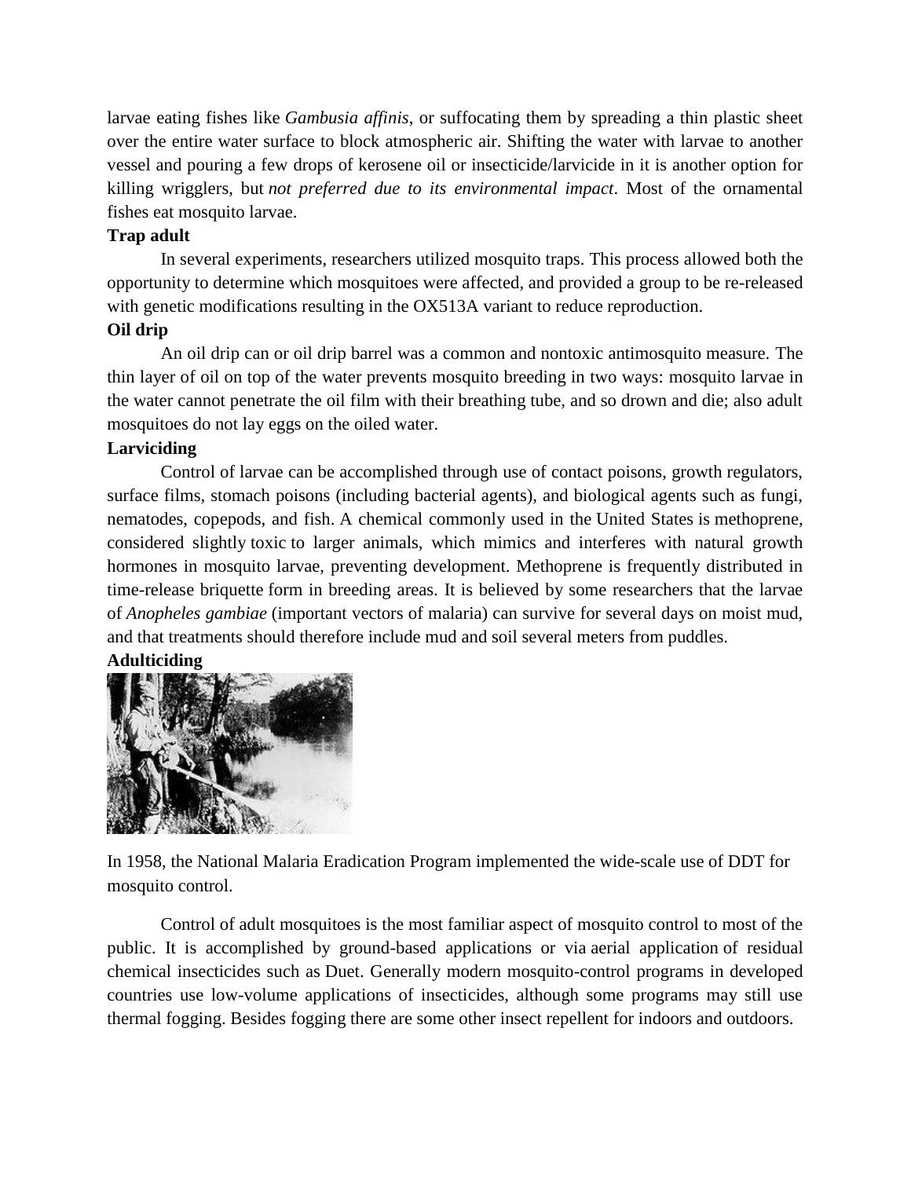larvae eating fishes like *Gambusia affinis*, or suffocating them by spreading a thin plastic sheet over the entire water surface to block atmospheric air. Shifting the water with larvae to another vessel and pouring a few drops of kerosene oil or insecticide/larvicide in it is another option for killing wrigglers, but *not preferred due to its environmental impact*. Most of the ornamental fishes eat mosquito larvae.

**Trap adult**

In several experiments, researchers utilized mosquito traps. This process allowed both the opportunity to determine which mosquitoes were affected, and provided a group to be re-released with genetic modifications resulting in the OX513A variant to reduce reproduction.

**Oil drip**

An oil drip can or oil drip barrel was a common and nontoxic antimosquito measure. The thin layer of oil on top of the water prevents mosquito breeding in two ways: mosquito larvae in the water cannot penetrate the oil film with their breathing tube, and so drown and die; also adult mosquitoes do not lay eggs on the oiled water.

**Larviciding**

Control of larvae can be accomplished through use of contact poisons, growth regulators, surface films, stomach poisons (including bacterial agents), and biological agents such as fungi, nematodes, copepods, and fish. A chemical commonly used in the United States is methoprene, considered slightly toxic to larger animals, which mimics and interferes with natural growth hormones in mosquito larvae, preventing development. Methoprene is frequently distributed in time-release briquette form in breeding areas. It is believed by some researchers that the larvae of *Anopheles gambiae* (important vectors of malaria) can survive for several days on moist mud, and that treatments should therefore include mud and soil several meters from puddles.

**Adulticiding**

In 1958, the National Malaria Eradication Program implemented the wide-scale use of DDT for mosquito control.

Control of adult mosquitoes is the most familiar aspect of mosquito control to most of the public. It is accomplished by ground-based applications or via aerial application of residual chemical insecticides such as Duet. Generally modern mosquito-control programs in developed countries use low-volume applications of insecticides, although some programs may still use thermal fogging. Besides fogging there are some other insect repellent for indoors and outdoors.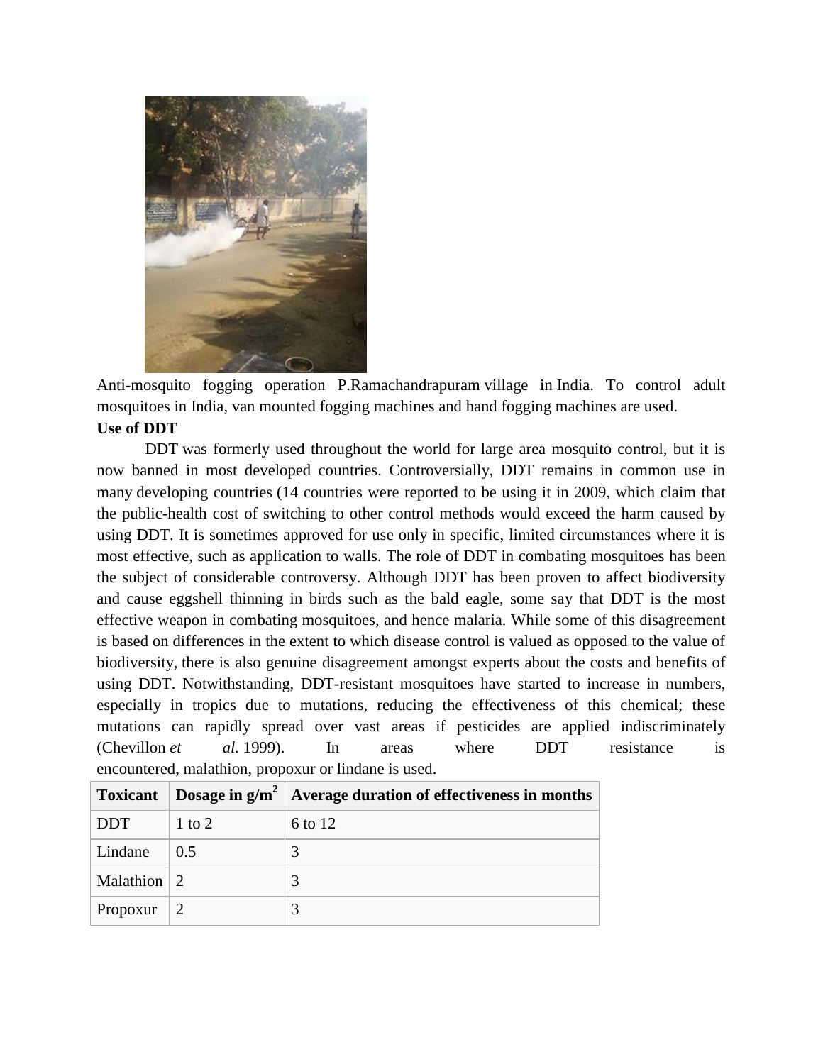Anti-mosquito fogging operation P.Ramachandrapuram village in India. To control adult mosquitoes in India, van mounted fogging machines and hand fogging machines are used.

**Use of DDT**

DDT was formerly used throughout the world for large area mosquito control, but it is now banned in most developed countries. Controversially, DDT remains in common use in many developing countries (14 countries were reported to be using it in 2009, which claim that the public-health cost of switching to other control methods would exceed the harm caused by using DDT. It is sometimes approved for use only in specific, limited circumstances where it is most effective, such as application to walls. The role of DDT in combating mosquitoes has been the subject of considerable controversy. Although DDT has been proven to affect biodiversity and cause eggshell thinning in birds such as the bald eagle, some say that DDT is the most effective weapon in combating mosquitoes, and hence malaria. While some of this disagreement is based on differences in the extent to which disease control is valued as opposed to the value of biodiversity, there is also genuine disagreement amongst experts about the costs and benefits of using DDT. Notwithstanding, DDT-resistant mosquitoes have started to increase in numbers, especially in tropics due to mutations, reducing the effectiveness of this chemical; these mutations can rapidly spread over vast areas if pesticides are applied indiscriminately (Chevillon *et al.* 1999). In areas where DDT resistance is encountered, malathion, propoxur or lindane is used.

| Toxicant | Dosage in g/m$^2$ | Average duration of effectiveness in months |
|---|---|---|
| DDT | 1 to 2 | 6 to 12 |
| Lindane | 0.5 | 3 |
| Malathion | 2 | 3 |
| Propoxur | 2 | 3 |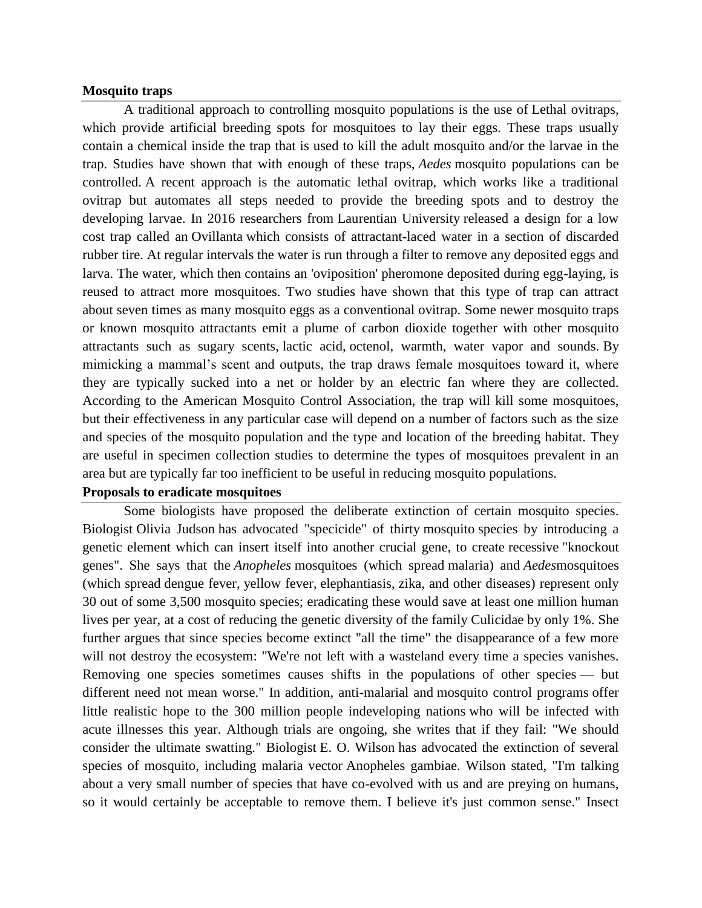## Mosquito traps

A traditional approach to controlling mosquito populations is the use of Lethal ovitraps, which provide artificial breeding spots for mosquitoes to lay their eggs. These traps usually contain a chemical inside the trap that is used to kill the adult mosquito and/or the larvae in the trap. Studies have shown that with enough of these traps, *Aedes* mosquito populations can be controlled. A recent approach is the automatic lethal ovitrap, which works like a traditional ovitrap but automates all steps needed to provide the breeding spots and to destroy the developing larvae. In 2016 researchers from Laurentian University released a design for a low cost trap called an Ovillanta which consists of attractant-laced water in a section of discarded rubber tire. At regular intervals the water is run through a filter to remove any deposited eggs and larva. The water, which then contains an 'oviposition' pheromone deposited during egg-laying, is reused to attract more mosquitoes. Two studies have shown that this type of trap can attract about seven times as many mosquito eggs as a conventional ovitrap. Some newer mosquito traps or known mosquito attractants emit a plume of carbon dioxide together with other mosquito attractants such as sugary scents, lactic acid, octenol, warmth, water vapor and sounds. By mimicking a mammal's scent and outputs, the trap draws female mosquitoes toward it, where they are typically sucked into a net or holder by an electric fan where they are collected. According to the American Mosquito Control Association, the trap will kill some mosquitoes, but their effectiveness in any particular case will depend on a number of factors such as the size and species of the mosquito population and the type and location of the breeding habitat. They are useful in specimen collection studies to determine the types of mosquitoes prevalent in an area but are typically far too inefficient to be useful in reducing mosquito populations.

## Proposals to eradicate mosquitoes

Some biologists have proposed the deliberate extinction of certain mosquito species. Biologist Olivia Judson has advocated "specicide" of thirty mosquito species by introducing a genetic element which can insert itself into another crucial gene, to create recessive "knockout genes". She says that the *Anopheles* mosquitoes (which spread malaria) and *Aedes*mosquitoes (which spread dengue fever, yellow fever, elephantiasis, zika, and other diseases) represent only 30 out of some 3,500 mosquito species; eradicating these would save at least one million human lives per year, at a cost of reducing the genetic diversity of the family Culicidae by only 1%. She further argues that since species become extinct "all the time" the disappearance of a few more will not destroy the ecosystem: "We're not left with a wasteland every time a species vanishes. Removing one species sometimes causes shifts in the populations of other species — but different need not mean worse." In addition, anti-malarial and mosquito control programs offer little realistic hope to the 300 million people indeveloping nations who will be infected with acute illnesses this year. Although trials are ongoing, she writes that if they fail: "We should consider the ultimate swatting." Biologist E. O. Wilson has advocated the extinction of several species of mosquito, including malaria vector Anopheles gambiae. Wilson stated, "I'm talking about a very small number of species that have co-evolved with us and are preying on humans, so it would certainly be acceptable to remove them. I believe it's just common sense." Insect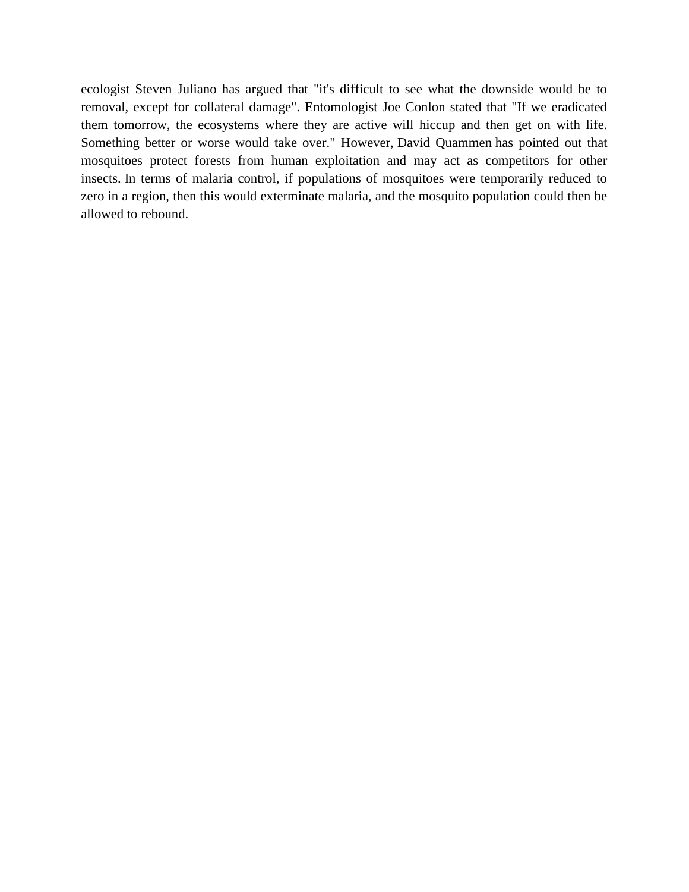ecologist Steven Juliano has argued that "it's difficult to see what the downside would be to removal, except for collateral damage". Entomologist Joe Conlon stated that "If we eradicated them tomorrow, the ecosystems where they are active will hiccup and then get on with life. Something better or worse would take over." However, David Quammen has pointed out that mosquitoes protect forests from human exploitation and may act as competitors for other insects. In terms of malaria control, if populations of mosquitoes were temporarily reduced to zero in a region, then this would exterminate malaria, and the mosquito population could then be allowed to rebound.